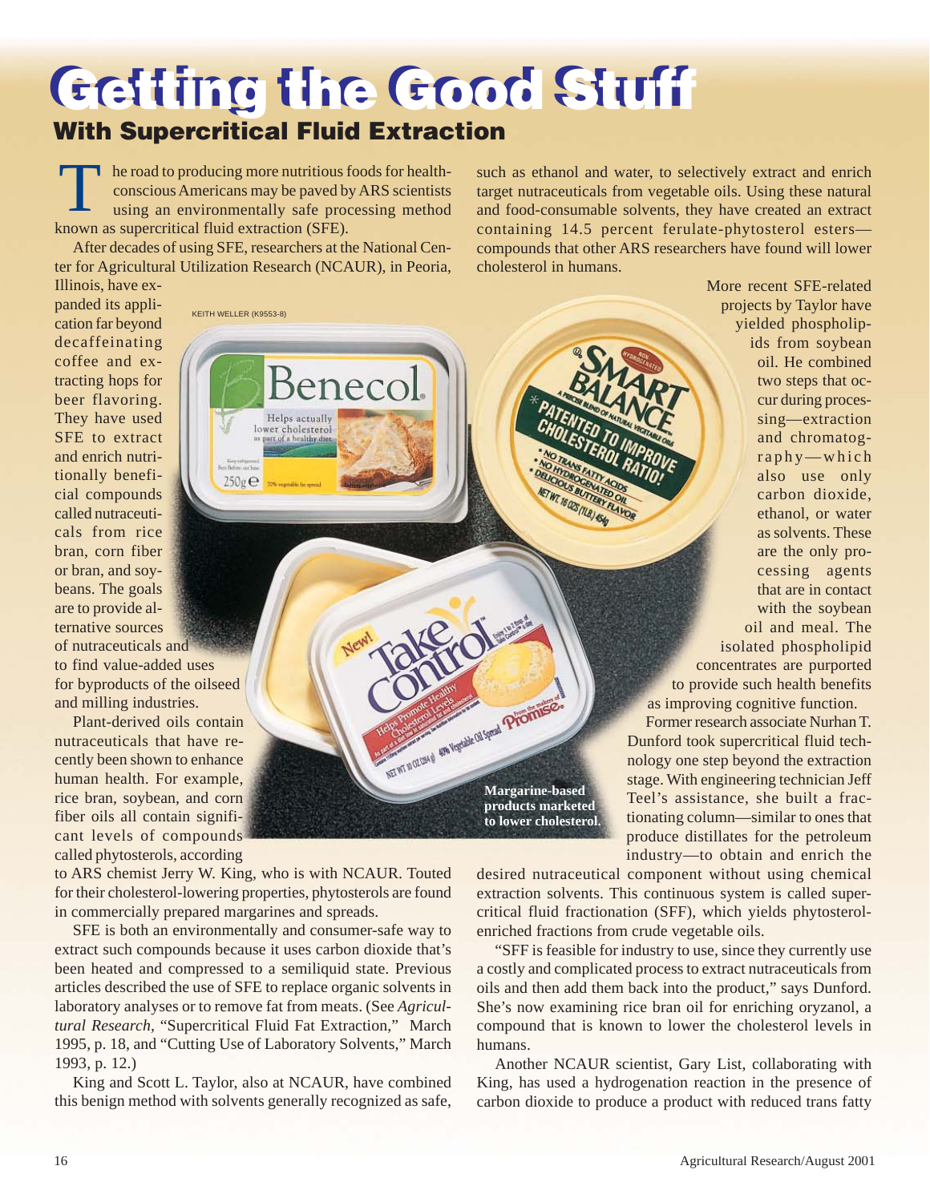# Getting the Good Stuff

## With Supercritical Fluid Extraction

The road to producing more nutritious foods for health-conscious Americans may be paved by ARS scientists using an environmentally safe processing method known as supercritical fluid extraction (SFE).

After decades of using SFE, researchers at the National Center for Agricultural Utilization Research (NCAUR), in Peoria, Illinois, have expanded its application far beyond decaffeinating coffee and extracting hops for beer flavoring. They have used SFE to extract and enrich nutritionally beneficial compounds called nutraceuticals from rice bran, corn fiber or bran, and soybeans. The goals are to provide alternative sources of nutraceuticals and to find value-added uses for byproducts of the oilseed and milling industries.

Plant-derived oils contain nutraceuticals that have recently been shown to enhance human health. For example, rice bran, soybean, and corn fiber oils all contain significant levels of compounds called phytosterols, according to ARS chemist Jerry W. King, who is with NCAUR. Touted for their cholesterol-lowering properties, phytosterols are found in commercially prepared margarines and spreads.

SFE is both an environmentally and consumer-safe way to extract such compounds because it uses carbon dioxide that's been heated and compressed to a semiliquid state. Previous articles described the use of SFE to replace organic solvents in laboratory analyses or to remove fat from meats. (See *Agricultural Research,* "Supercritical Fluid Fat Extraction," March 1995, p. 18, and "Cutting Use of Laboratory Solvents," March 1993, p. 12.)

King and Scott L. Taylor, also at NCAUR, have combined this benign method with solvents generally recognized as safe, such as ethanol and water, to selectively extract and enrich target nutraceuticals from vegetable oils. Using these natural and food-consumable solvents, they have created an extract containing 14.5 percent ferulate-phytosterol esters—compounds that other ARS researchers have found will lower cholesterol in humans.

KEITH WELLER (K9553-8)

Margarine-based products marketed to lower cholesterol.

More recent SFE-related projects by Taylor have yielded phospholipids from soybean oil. He combined two steps that occur during processing—extraction and chromatography—which also use only carbon dioxide, ethanol, or water as solvents. These are the only processing agents that are in contact with the soybean oil and meal. The isolated phospholipid concentrates are purported to provide such health benefits as improving cognitive function.

Former research associate Nurhan T. Dunford took supercritical fluid technology one step beyond the extraction stage. With engineering technician Jeff Teel's assistance, she built a fractionating column—similar to ones that produce distillates for the petroleum industry—to obtain and enrich the desired nutraceutical component without using chemical extraction solvents. This continuous system is called supercritical fluid fractionation (SFF), which yields phytosterol-enriched fractions from crude vegetable oils.

"SFF is feasible for industry to use, since they currently use a costly and complicated process to extract nutraceuticals from oils and then add them back into the product," says Dunford. She's now examining rice bran oil for enriching oryzanol, a compound that is known to lower the cholesterol levels in humans.

Another NCAUR scientist, Gary List, collaborating with King, has used a hydrogenation reaction in the presence of carbon dioxide to produce a product with reduced trans fatty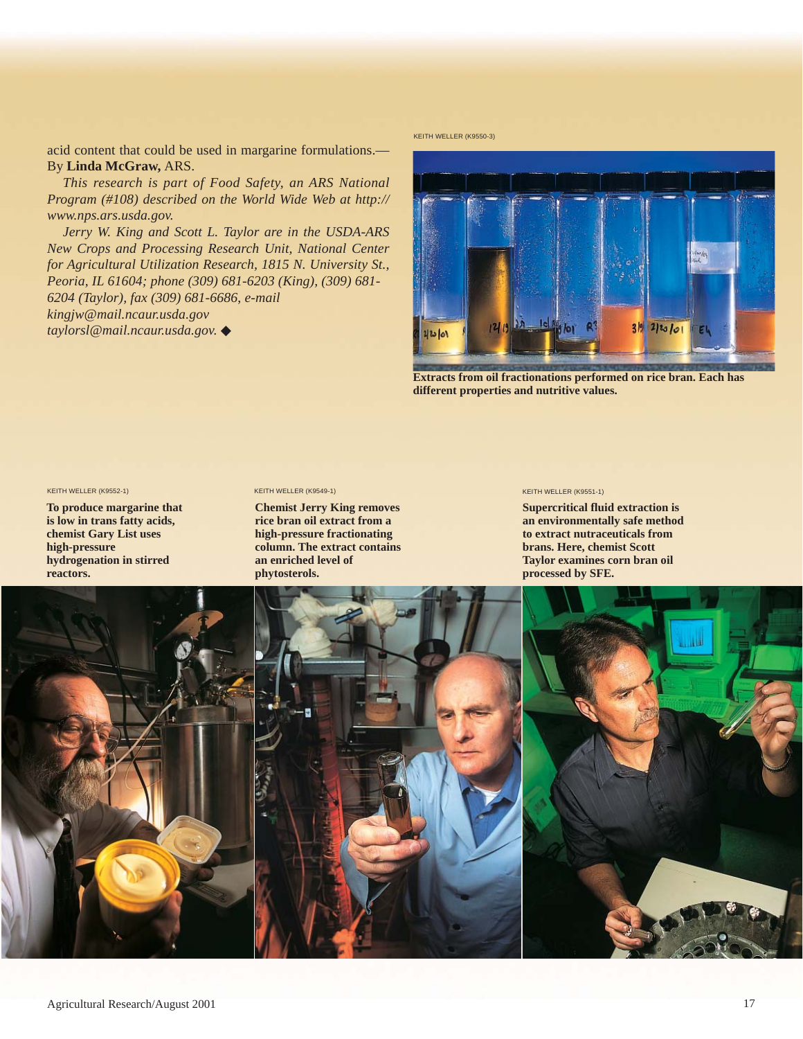acid content that could be used in margarine formulations.—By **Linda McGraw,** ARS.

*This research is part of Food Safety, an ARS National Program (#108) described on the World Wide Web at http://www.nps.ars.usda.gov.*

*Jerry W. King and Scott L. Taylor are in the USDA-ARS New Crops and Processing Research Unit, National Center for Agricultural Utilization Research, 1815 N. University St., Peoria, IL 61604; phone (309) 681-6203 (King), (309) 681-6204 (Taylor), fax (309) 681-6686, e-mail kingjw@mail.ncaur.usda.gov taylorsl@mail.ncaur.usda.gov.* ◆

KEITH WELLER (K9550-3)

**Extracts from oil fractionations performed on rice bran. Each has different properties and nutritive values.**

KEITH WELLER (K9552-1)

**To produce margarine that is low in trans fatty acids, chemist Gary List uses high-pressure hydrogenation in stirred reactors.**

KEITH WELLER (K9549-1)

**Chemist Jerry King removes rice bran oil extract from a high-pressure fractionating column. The extract contains an enriched level of phytosterols.**

KEITH WELLER (K9551-1)

**Supercritical fluid extraction is an environmentally safe method to extract nutraceuticals from brans. Here, chemist Scott Taylor examines corn bran oil processed by SFE.**